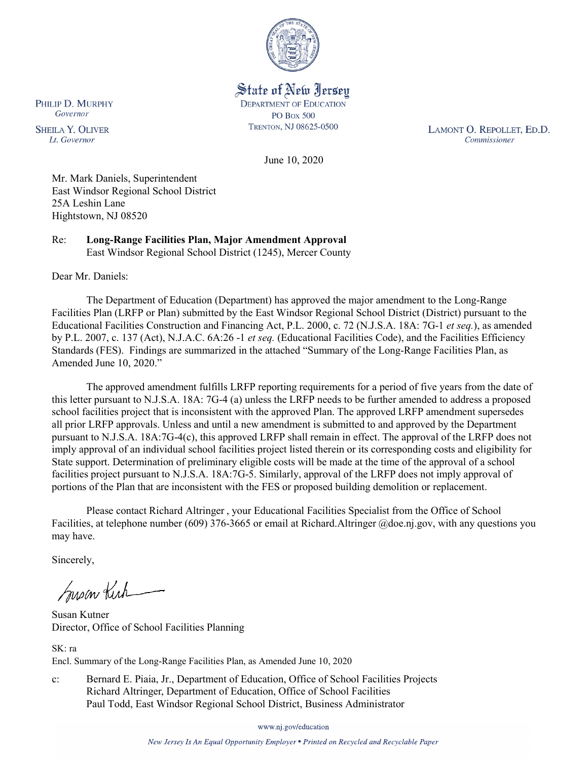State of New Jersey
DEPARTMENT OF EDUCATION
PO BOX 500
TRENTON, NJ 08625-0500

PHILIP D. MURPHY
*Governor*

SHEILA Y. OLIVER
*Lt. Governor*

LAMONT O. REPOLLET, ED.D.
*Commissioner*

June 10, 2020

Mr. Mark Daniels, Superintendent
East Windsor Regional School District
25A Leshin Lane
Hightstown, NJ 08520

Re: **Long-Range Facilities Plan, Major Amendment Approval**
East Windsor Regional School District (1245), Mercer County

Dear Mr. Daniels:

The Department of Education (Department) has approved the major amendment to the Long-Range Facilities Plan (LRFP or Plan) submitted by the East Windsor Regional School District (District) pursuant to the Educational Facilities Construction and Financing Act, P.L. 2000, c. 72 (N.J.S.A. 18A: 7G-1 *et seq.*), as amended by P.L. 2007, c. 137 (Act), N.J.A.C. 6A:26 -1 *et seq.* (Educational Facilities Code), and the Facilities Efficiency Standards (FES). Findings are summarized in the attached "Summary of the Long-Range Facilities Plan, as Amended June 10, 2020."

The approved amendment fulfills LRFP reporting requirements for a period of five years from the date of this letter pursuant to N.J.S.A. 18A: 7G-4 (a) unless the LRFP needs to be further amended to address a proposed school facilities project that is inconsistent with the approved Plan. The approved LRFP amendment supersedes all prior LRFP approvals. Unless and until a new amendment is submitted to and approved by the Department pursuant to N.J.S.A. 18A:7G-4(c), this approved LRFP shall remain in effect. The approval of the LRFP does not imply approval of an individual school facilities project listed therein or its corresponding costs and eligibility for State support. Determination of preliminary eligible costs will be made at the time of the approval of a school facilities project pursuant to N.J.S.A. 18A:7G-5. Similarly, approval of the LRFP does not imply approval of portions of the Plan that are inconsistent with the FES or proposed building demolition or replacement.

Please contact Richard Altringer , your Educational Facilities Specialist from the Office of School Facilities, at telephone number (609) 376-3665 or email at Richard.Altringer @doe.nj.gov, with any questions you may have.

Sincerely,

Susan Kutner
Director, Office of School Facilities Planning

SK: ra
Encl. Summary of the Long-Range Facilities Plan, as Amended June 10, 2020

c: Bernard E. Piaia, Jr., Department of Education, Office of School Facilities Projects
Richard Altringer, Department of Education, Office of School Facilities
Paul Todd, East Windsor Regional School District, Business Administrator

www.nj.gov/education

*New Jersey Is An Equal Opportunity Employer • Printed on Recycled and Recyclable Paper*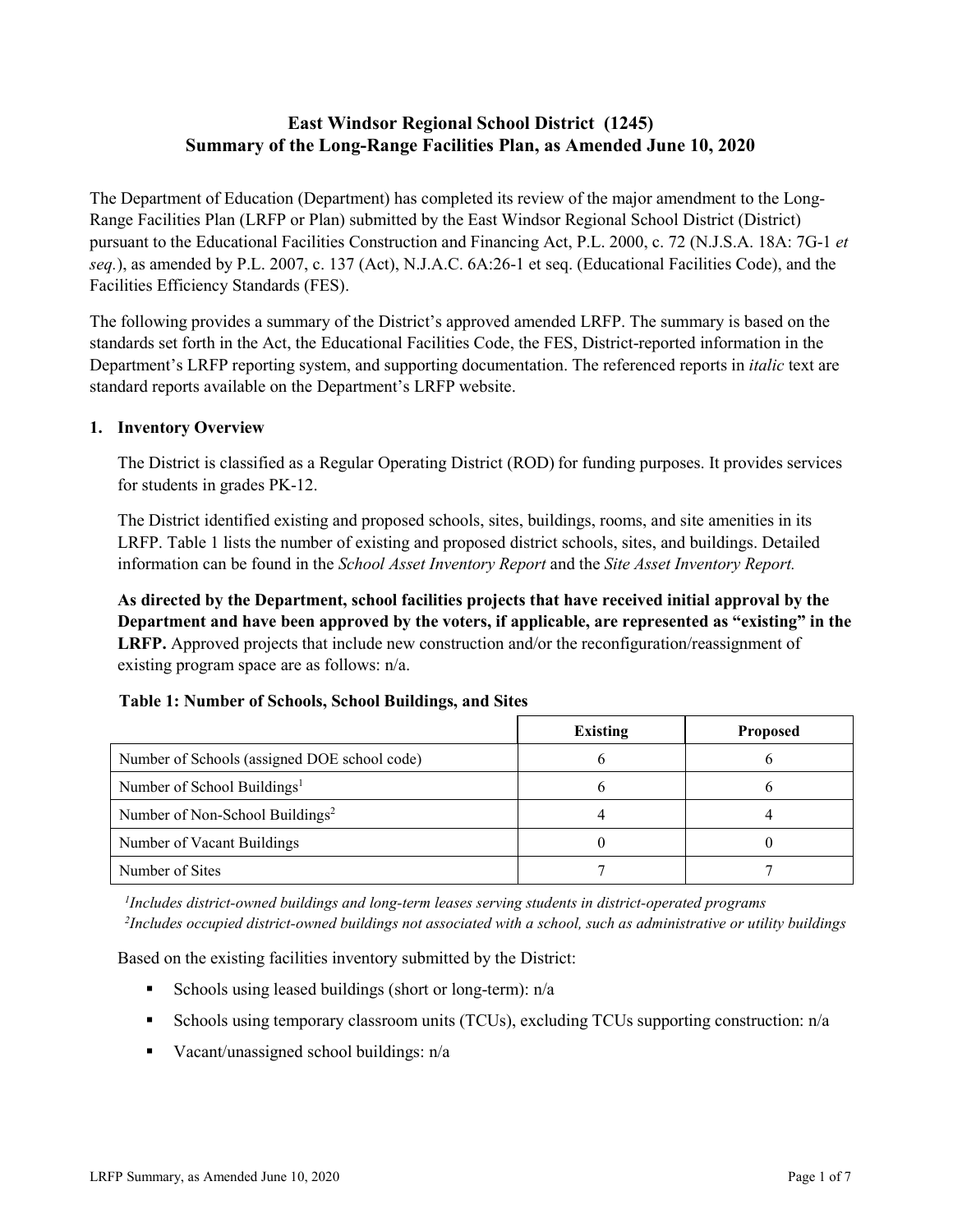# East Windsor Regional School District (1245)
## Summary of the Long-Range Facilities Plan, as Amended June 10, 2020

The Department of Education (Department) has completed its review of the major amendment to the Long-Range Facilities Plan (LRFP or Plan) submitted by the East Windsor Regional School District (District) pursuant to the Educational Facilities Construction and Financing Act, P.L. 2000, c. 72 (N.J.S.A. 18A: 7G-1 *et seq.*), as amended by P.L. 2007, c. 137 (Act), N.J.A.C. 6A:26-1 et seq. (Educational Facilities Code), and the Facilities Efficiency Standards (FES).

The following provides a summary of the District's approved amended LRFP. The summary is based on the standards set forth in the Act, the Educational Facilities Code, the FES, District-reported information in the Department's LRFP reporting system, and supporting documentation. The referenced reports in *italic* text are standard reports available on the Department's LRFP website.

### 1. Inventory Overview

The District is classified as a Regular Operating District (ROD) for funding purposes. It provides services for students in grades PK-12.

The District identified existing and proposed schools, sites, buildings, rooms, and site amenities in its LRFP. Table 1 lists the number of existing and proposed district schools, sites, and buildings. Detailed information can be found in the *School Asset Inventory Report* and the *Site Asset Inventory Report.*

**As directed by the Department, school facilities projects that have received initial approval by the Department and have been approved by the voters, if applicable, are represented as "existing" in the LRFP.** Approved projects that include new construction and/or the reconfiguration/reassignment of existing program space are as follows: n/a.

**Table 1: Number of Schools, School Buildings, and Sites**

| | Existing | Proposed |
|---|---|---|
| Number of Schools (assigned DOE school code) | 6 | 6 |
| Number of School Buildings[1] | 6 | 6 |
| Number of Non-School Buildings[2] | 4 | 4 |
| Number of Vacant Buildings | 0 | 0 |
| Number of Sites | 7 | 7 |

*[1]Includes district-owned buildings and long-term leases serving students in district-operated programs*
*[2]Includes occupied district-owned buildings not associated with a school, such as administrative or utility buildings*

Based on the existing facilities inventory submitted by the District:

- Schools using leased buildings (short or long-term): n/a
- Schools using temporary classroom units (TCUs), excluding TCUs supporting construction: n/a
- Vacant/unassigned school buildings: n/a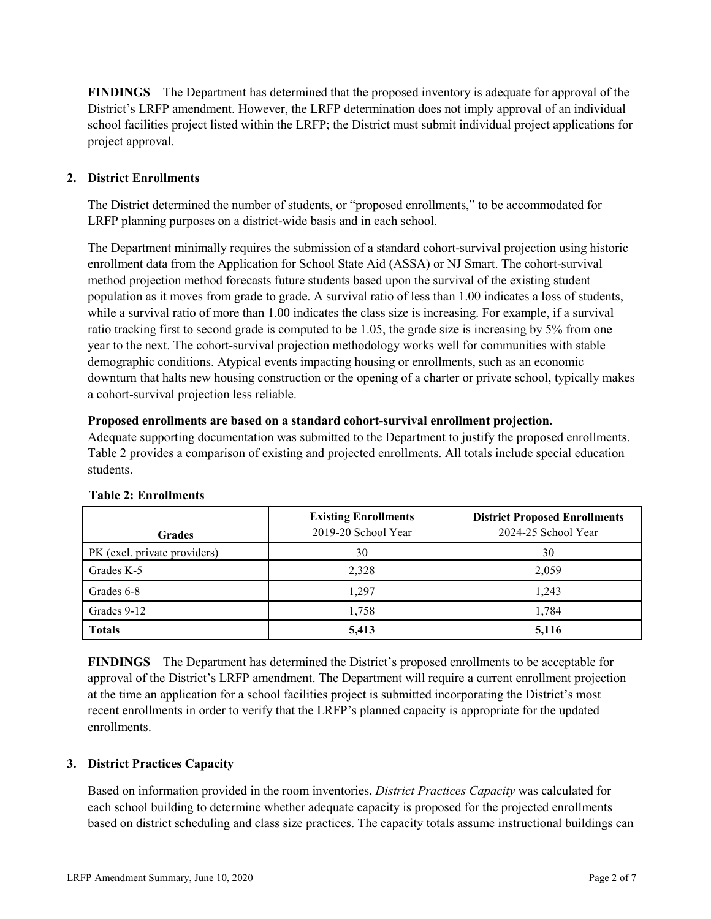**FINDINGS** The Department has determined that the proposed inventory is adequate for approval of the District's LRFP amendment. However, the LRFP determination does not imply approval of an individual school facilities project listed within the LRFP; the District must submit individual project applications for project approval.

## 2. District Enrollments

The District determined the number of students, or "proposed enrollments," to be accommodated for LRFP planning purposes on a district-wide basis and in each school.

The Department minimally requires the submission of a standard cohort-survival projection using historic enrollment data from the Application for School State Aid (ASSA) or NJ Smart. The cohort-survival method projection method forecasts future students based upon the survival of the existing student population as it moves from grade to grade. A survival ratio of less than 1.00 indicates a loss of students, while a survival ratio of more than 1.00 indicates the class size is increasing. For example, if a survival ratio tracking first to second grade is computed to be 1.05, the grade size is increasing by 5% from one year to the next. The cohort-survival projection methodology works well for communities with stable demographic conditions. Atypical events impacting housing or enrollments, such as an economic downturn that halts new housing construction or the opening of a charter or private school, typically makes a cohort-survival projection less reliable.

**Proposed enrollments are based on a standard cohort-survival enrollment projection.**
Adequate supporting documentation was submitted to the Department to justify the proposed enrollments. Table 2 provides a comparison of existing and projected enrollments. All totals include special education students.

**Table 2: Enrollments**

| Grades | Existing Enrollments 2019-20 School Year | District Proposed Enrollments 2024-25 School Year |
|---|---|---|
| PK (excl. private providers) | 30 | 30 |
| Grades K-5 | 2,328 | 2,059 |
| Grades 6-8 | 1,297 | 1,243 |
| Grades 9-12 | 1,758 | 1,784 |
| **Totals** | **5,413** | **5,116** |

**FINDINGS** The Department has determined the District's proposed enrollments to be acceptable for approval of the District's LRFP amendment. The Department will require a current enrollment projection at the time an application for a school facilities project is submitted incorporating the District's most recent enrollments in order to verify that the LRFP's planned capacity is appropriate for the updated enrollments.

## 3. District Practices Capacity

Based on information provided in the room inventories, *District Practices Capacity* was calculated for each school building to determine whether adequate capacity is proposed for the projected enrollments based on district scheduling and class size practices. The capacity totals assume instructional buildings can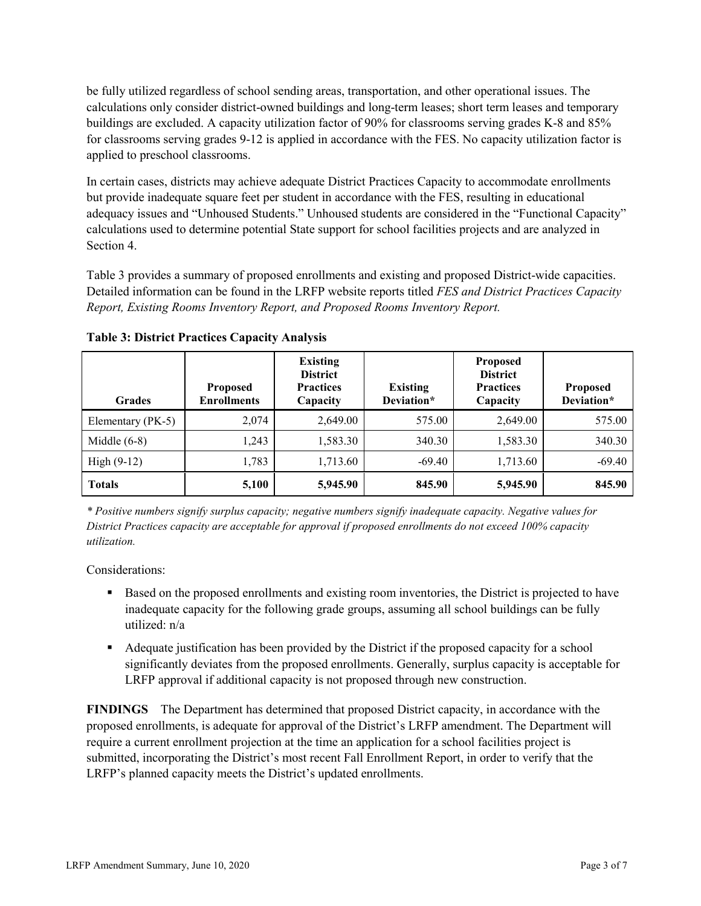be fully utilized regardless of school sending areas, transportation, and other operational issues. The calculations only consider district-owned buildings and long-term leases; short term leases and temporary buildings are excluded. A capacity utilization factor of 90% for classrooms serving grades K-8 and 85% for classrooms serving grades 9-12 is applied in accordance with the FES. No capacity utilization factor is applied to preschool classrooms.

In certain cases, districts may achieve adequate District Practices Capacity to accommodate enrollments but provide inadequate square feet per student in accordance with the FES, resulting in educational adequacy issues and "Unhoused Students." Unhoused students are considered in the "Functional Capacity" calculations used to determine potential State support for school facilities projects and are analyzed in Section 4.

Table 3 provides a summary of proposed enrollments and existing and proposed District-wide capacities. Detailed information can be found in the LRFP website reports titled *FES and District Practices Capacity Report, Existing Rooms Inventory Report, and Proposed Rooms Inventory Report.*

**Table 3: District Practices Capacity Analysis**

| Grades | Proposed Enrollments | Existing District Practices Capacity | Existing Deviation* | Proposed District Practices Capacity | Proposed Deviation* |
|---|---|---|---|---|---|
| Elementary (PK-5) | 2,074 | 2,649.00 | 575.00 | 2,649.00 | 575.00 |
| Middle (6-8) | 1,243 | 1,583.30 | 340.30 | 1,583.30 | 340.30 |
| High (9-12) | 1,783 | 1,713.60 | -69.40 | 1,713.60 | -69.40 |
| **Totals** | **5,100** | **5,945.90** | **845.90** | **5,945.90** | **845.90** |

*\* Positive numbers signify surplus capacity; negative numbers signify inadequate capacity. Negative values for District Practices capacity are acceptable for approval if proposed enrollments do not exceed 100% capacity utilization.*

Considerations:

- Based on the proposed enrollments and existing room inventories, the District is projected to have inadequate capacity for the following grade groups, assuming all school buildings can be fully utilized: n/a
- Adequate justification has been provided by the District if the proposed capacity for a school significantly deviates from the proposed enrollments. Generally, surplus capacity is acceptable for LRFP approval if additional capacity is not proposed through new construction.

**FINDINGS** The Department has determined that proposed District capacity, in accordance with the proposed enrollments, is adequate for approval of the District's LRFP amendment. The Department will require a current enrollment projection at the time an application for a school facilities project is submitted, incorporating the District's most recent Fall Enrollment Report, in order to verify that the LRFP's planned capacity meets the District's updated enrollments.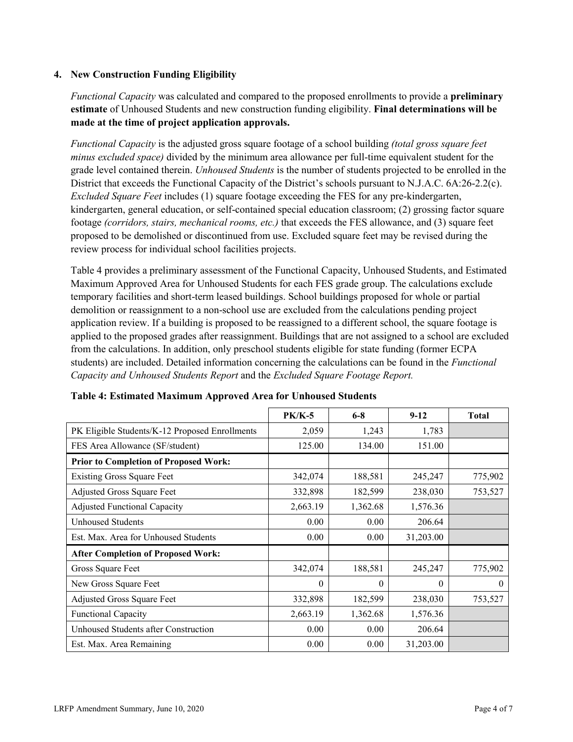## 4. New Construction Funding Eligibility

*Functional Capacity* was calculated and compared to the proposed enrollments to provide a **preliminary estimate** of Unhoused Students and new construction funding eligibility. **Final determinations will be made at the time of project application approvals.**

*Functional Capacity* is the adjusted gross square footage of a school building *(total gross square feet minus excluded space)* divided by the minimum area allowance per full-time equivalent student for the grade level contained therein. *Unhoused Students* is the number of students projected to be enrolled in the District that exceeds the Functional Capacity of the District's schools pursuant to N.J.A.C. 6A:26-2.2(c). *Excluded Square Feet* includes (1) square footage exceeding the FES for any pre-kindergarten, kindergarten, general education, or self-contained special education classroom; (2) grossing factor square footage *(corridors, stairs, mechanical rooms, etc.)* that exceeds the FES allowance, and (3) square feet proposed to be demolished or discontinued from use. Excluded square feet may be revised during the review process for individual school facilities projects.

Table 4 provides a preliminary assessment of the Functional Capacity, Unhoused Students, and Estimated Maximum Approved Area for Unhoused Students for each FES grade group. The calculations exclude temporary facilities and short-term leased buildings. School buildings proposed for whole or partial demolition or reassignment to a non-school use are excluded from the calculations pending project application review. If a building is proposed to be reassigned to a different school, the square footage is applied to the proposed grades after reassignment. Buildings that are not assigned to a school are excluded from the calculations. In addition, only preschool students eligible for state funding (former ECPA students) are included. Detailed information concerning the calculations can be found in the *Functional Capacity and Unhoused Students Report* and the *Excluded Square Footage Report.*

**Table 4: Estimated Maximum Approved Area for Unhoused Students**

| | PK/K-5 | 6-8 | 9-12 | Total |
|---|---|---|---|---|
| PK Eligible Students/K-12 Proposed Enrollments | 2,059 | 1,243 | 1,783 | |
| FES Area Allowance (SF/student) | 125.00 | 134.00 | 151.00 | |
| **Prior to Completion of Proposed Work:** | | | | |
| Existing Gross Square Feet | 342,074 | 188,581 | 245,247 | 775,902 |
| Adjusted Gross Square Feet | 332,898 | 182,599 | 238,030 | 753,527 |
| Adjusted Functional Capacity | 2,663.19 | 1,362.68 | 1,576.36 | |
| Unhoused Students | 0.00 | 0.00 | 206.64 | |
| Est. Max. Area for Unhoused Students | 0.00 | 0.00 | 31,203.00 | |
| **After Completion of Proposed Work:** | | | | |
| Gross Square Feet | 342,074 | 188,581 | 245,247 | 775,902 |
| New Gross Square Feet | 0 | 0 | 0 | 0 |
| Adjusted Gross Square Feet | 332,898 | 182,599 | 238,030 | 753,527 |
| Functional Capacity | 2,663.19 | 1,362.68 | 1,576.36 | |
| Unhoused Students after Construction | 0.00 | 0.00 | 206.64 | |
| Est. Max. Area Remaining | 0.00 | 0.00 | 31,203.00 | |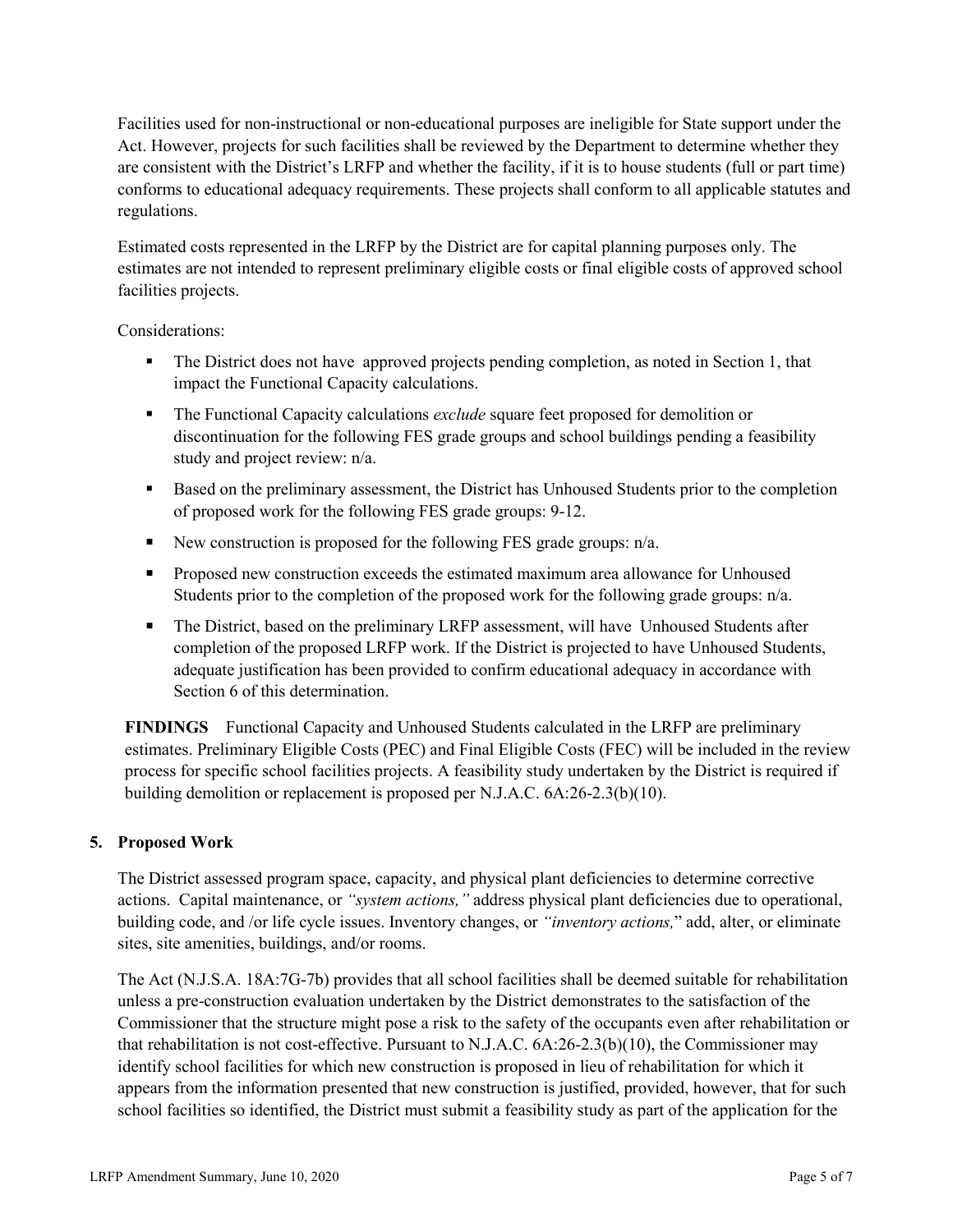Facilities used for non-instructional or non-educational purposes are ineligible for State support under the Act. However, projects for such facilities shall be reviewed by the Department to determine whether they are consistent with the District's LRFP and whether the facility, if it is to house students (full or part time) conforms to educational adequacy requirements. These projects shall conform to all applicable statutes and regulations.

Estimated costs represented in the LRFP by the District are for capital planning purposes only. The estimates are not intended to represent preliminary eligible costs or final eligible costs of approved school facilities projects.

Considerations:

- The District does not have approved projects pending completion, as noted in Section 1, that impact the Functional Capacity calculations.
- The Functional Capacity calculations *exclude* square feet proposed for demolition or discontinuation for the following FES grade groups and school buildings pending a feasibility study and project review: n/a.
- Based on the preliminary assessment, the District has Unhoused Students prior to the completion of proposed work for the following FES grade groups: 9-12.
- New construction is proposed for the following FES grade groups: n/a.
- Proposed new construction exceeds the estimated maximum area allowance for Unhoused Students prior to the completion of the proposed work for the following grade groups: n/a.
- The District, based on the preliminary LRFP assessment, will have Unhoused Students after completion of the proposed LRFP work. If the District is projected to have Unhoused Students, adequate justification has been provided to confirm educational adequacy in accordance with Section 6 of this determination.

**FINDINGS** Functional Capacity and Unhoused Students calculated in the LRFP are preliminary estimates. Preliminary Eligible Costs (PEC) and Final Eligible Costs (FEC) will be included in the review process for specific school facilities projects. A feasibility study undertaken by the District is required if building demolition or replacement is proposed per N.J.A.C. 6A:26-2.3(b)(10).

## 5. Proposed Work

The District assessed program space, capacity, and physical plant deficiencies to determine corrective actions. Capital maintenance, or *"system actions,"* address physical plant deficiencies due to operational, building code, and /or life cycle issues. Inventory changes, or *"inventory actions,"* add, alter, or eliminate sites, site amenities, buildings, and/or rooms.

The Act (N.J.S.A. 18A:7G-7b) provides that all school facilities shall be deemed suitable for rehabilitation unless a pre-construction evaluation undertaken by the District demonstrates to the satisfaction of the Commissioner that the structure might pose a risk to the safety of the occupants even after rehabilitation or that rehabilitation is not cost-effective. Pursuant to N.J.A.C. 6A:26-2.3(b)(10), the Commissioner may identify school facilities for which new construction is proposed in lieu of rehabilitation for which it appears from the information presented that new construction is justified, provided, however, that for such school facilities so identified, the District must submit a feasibility study as part of the application for the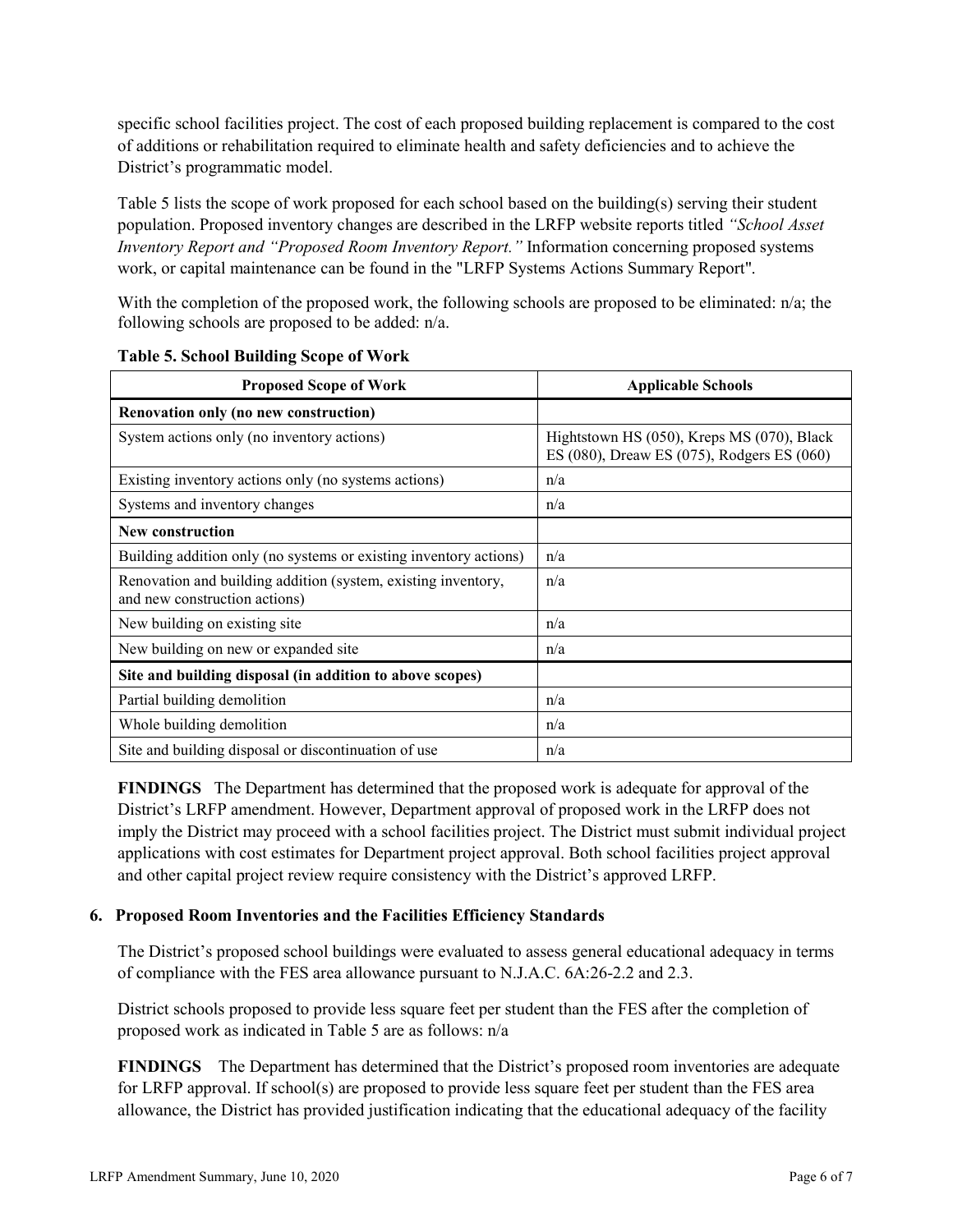specific school facilities project. The cost of each proposed building replacement is compared to the cost of additions or rehabilitation required to eliminate health and safety deficiencies and to achieve the District's programmatic model.

Table 5 lists the scope of work proposed for each school based on the building(s) serving their student population. Proposed inventory changes are described in the LRFP website reports titled *"School Asset Inventory Report and "Proposed Room Inventory Report."* Information concerning proposed systems work, or capital maintenance can be found in the "LRFP Systems Actions Summary Report".

With the completion of the proposed work, the following schools are proposed to be eliminated: n/a; the following schools are proposed to be added: n/a.

**Table 5. School Building Scope of Work**

| Proposed Scope of Work | Applicable Schools |
|---|---|
| **Renovation only (no new construction)** | |
| System actions only (no inventory actions) | Hightstown HS (050), Kreps MS (070), Black ES (080), Dreaw ES (075), Rodgers ES (060) |
| Existing inventory actions only (no systems actions) | n/a |
| Systems and inventory changes | n/a |
| **New construction** | |
| Building addition only (no systems or existing inventory actions) | n/a |
| Renovation and building addition (system, existing inventory, and new construction actions) | n/a |
| New building on existing site | n/a |
| New building on new or expanded site | n/a |
| **Site and building disposal (in addition to above scopes)** | |
| Partial building demolition | n/a |
| Whole building demolition | n/a |
| Site and building disposal or discontinuation of use | n/a |

**FINDINGS** The Department has determined that the proposed work is adequate for approval of the District's LRFP amendment. However, Department approval of proposed work in the LRFP does not imply the District may proceed with a school facilities project. The District must submit individual project applications with cost estimates for Department project approval. Both school facilities project approval and other capital project review require consistency with the District's approved LRFP.

## 6. Proposed Room Inventories and the Facilities Efficiency Standards

The District's proposed school buildings were evaluated to assess general educational adequacy in terms of compliance with the FES area allowance pursuant to N.J.A.C. 6A:26-2.2 and 2.3.

District schools proposed to provide less square feet per student than the FES after the completion of proposed work as indicated in Table 5 are as follows: n/a

**FINDINGS** The Department has determined that the District's proposed room inventories are adequate for LRFP approval. If school(s) are proposed to provide less square feet per student than the FES area allowance, the District has provided justification indicating that the educational adequacy of the facility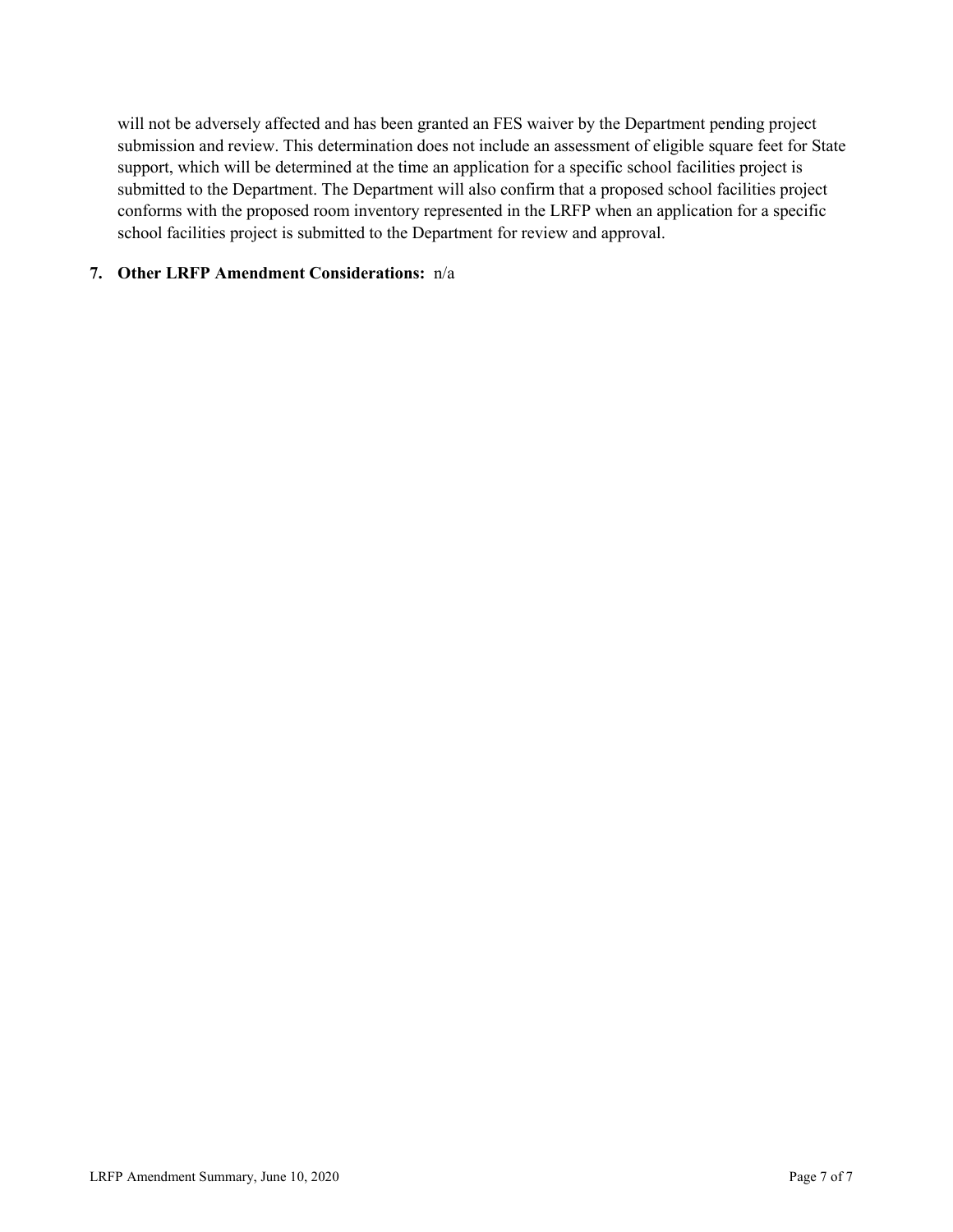will not be adversely affected and has been granted an FES waiver by the Department pending project submission and review. This determination does not include an assessment of eligible square feet for State support, which will be determined at the time an application for a specific school facilities project is submitted to the Department. The Department will also confirm that a proposed school facilities project conforms with the proposed room inventory represented in the LRFP when an application for a specific school facilities project is submitted to the Department for review and approval.

**7. Other LRFP Amendment Considerations:** n/a